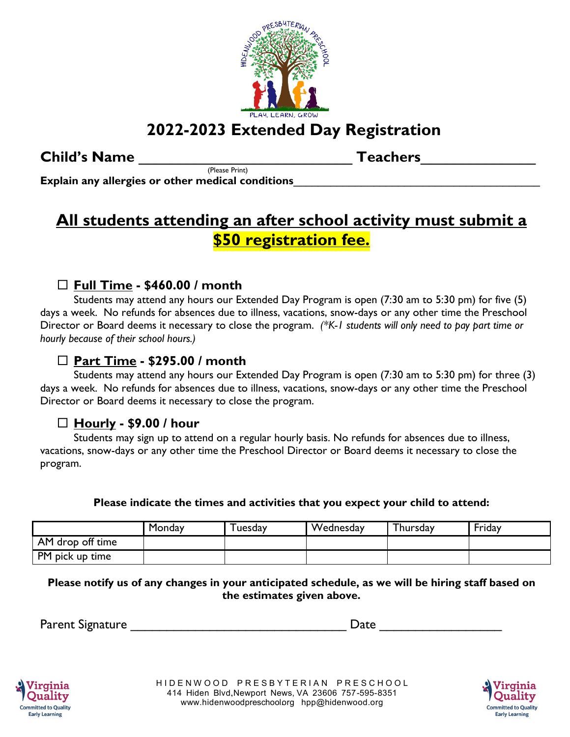# 2022-2023 Extended Day Registration

**Child's Name** ______________________________ **Teachers** ________________
(Please Print)

**Explain any allergies or other medical conditions** ________________________________________

## All students attending an after school activity must submit a $50 registration fee.

☐ **Full Time - $460.00 / month**

Students may attend any hours our Extended Day Program is open (7:30 am to 5:30 pm) for five (5) days a week. No refunds for absences due to illness, vacations, snow-days or any other time the Preschool Director or Board deems it necessary to close the program. *(\*K-1 students will only need to pay part time or hourly because of their school hours.)*

☐ **Part Time - $295.00 / month**

Students may attend any hours our Extended Day Program is open (7:30 am to 5:30 pm) for three (3) days a week. No refunds for absences due to illness, vacations, snow-days or any other time the Preschool Director or Board deems it necessary to close the program.

☐ **Hourly - $9.00 / hour**

Students may sign up to attend on a regular hourly basis. No refunds for absences due to illness, vacations, snow-days or any other time the Preschool Director or Board deems it necessary to close the program.

**Please indicate the times and activities that you expect your child to attend:**

| | Monday | Tuesday | Wednesday | Thursday | Friday |
|---|---|---|---|---|---|
| AM drop off time | | | | | |
| PM pick up time | | | | | |

**Please notify us of any changes in your anticipated schedule, as we will be hiring staff based on the estimates given above.**

Parent Signature ________________________________ Date _________________

HIDENWOOD PRESBYTERIAN PRESCHOOL
414 Hiden Blvd,Newport News, VA 23606 757-595-8351
www.hidenwoodpreschoolorg hpp@hidenwood.org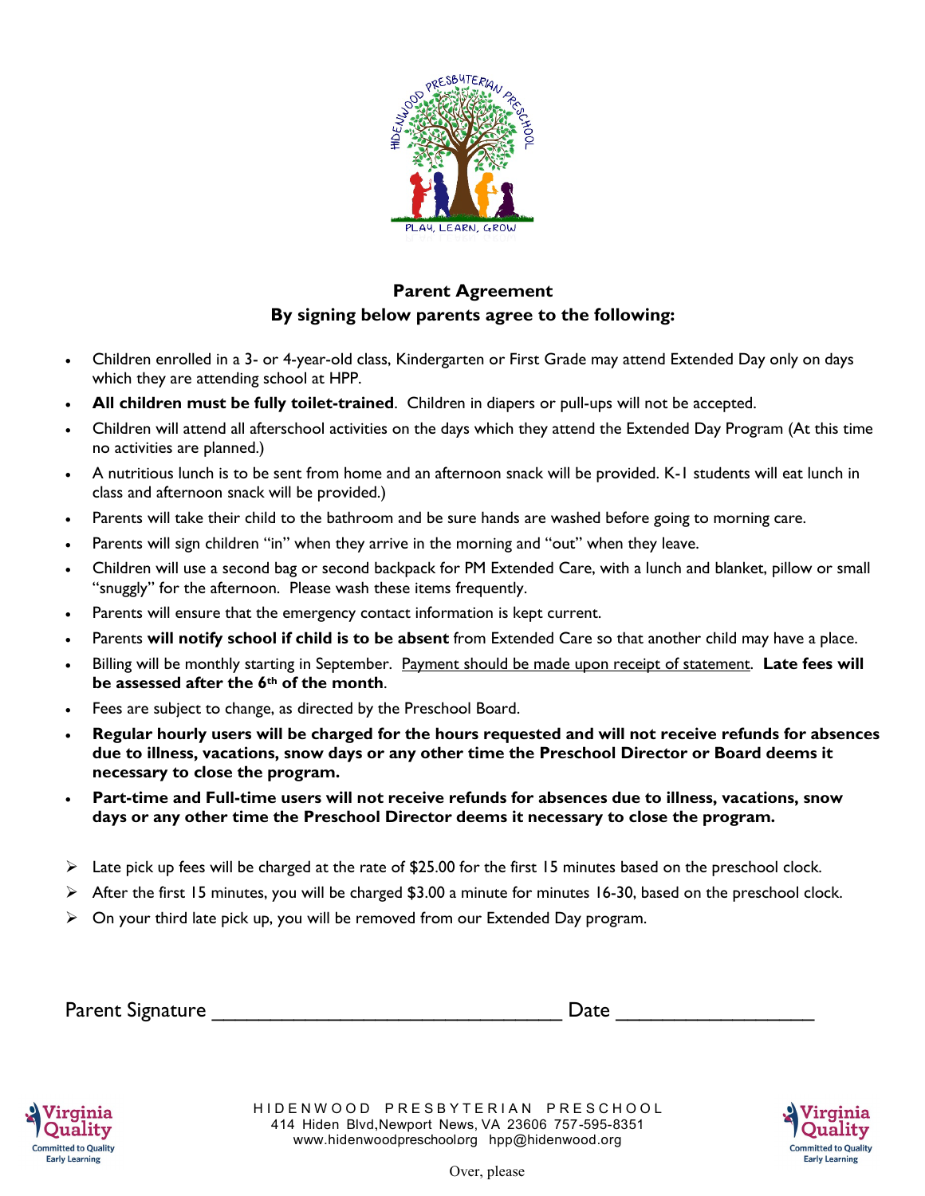**Parent Agreement**

**By signing below parents agree to the following:**

- Children enrolled in a 3- or 4-year-old class, Kindergarten or First Grade may attend Extended Day only on days which they are attending school at HPP.
- **All children must be fully toilet-trained**. Children in diapers or pull-ups will not be accepted.
- Children will attend all afterschool activities on the days which they attend the Extended Day Program (At this time no activities are planned.)
- A nutritious lunch is to be sent from home and an afternoon snack will be provided. K-1 students will eat lunch in class and afternoon snack will be provided.)
- Parents will take their child to the bathroom and be sure hands are washed before going to morning care.
- Parents will sign children "in" when they arrive in the morning and "out" when they leave.
- Children will use a second bag or second backpack for PM Extended Care, with a lunch and blanket, pillow or small "snuggly" for the afternoon. Please wash these items frequently.
- Parents will ensure that the emergency contact information is kept current.
- Parents **will notify school if child is to be absent** from Extended Care so that another child may have a place.
- Billing will be monthly starting in September. <u>Payment should be made upon receipt of statement</u>. **Late fees will be assessed after the 6th of the month**.
- Fees are subject to change, as directed by the Preschool Board.
- **Regular hourly users will be charged for the hours requested and will not receive refunds for absences due to illness, vacations, snow days or any other time the Preschool Director or Board deems it necessary to close the program.**
- **Part-time and Full-time users will not receive refunds for absences due to illness, vacations, snow days or any other time the Preschool Director deems it necessary to close the program.**

- Late pick up fees will be charged at the rate of $25.00 for the first 15 minutes based on the preschool clock.
- After the first 15 minutes, you will be charged $3.00 a minute for minutes 16-30, based on the preschool clock.
- On your third late pick up, you will be removed from our Extended Day program.

Parent Signature ________________________________ Date ________________

HIDENWOOD PRESBYTERIAN PRESCHOOL
414 Hiden Blvd, Newport News, VA 23606 757-595-8351
www.hidenwoodpreschool.org hpp@hidenwood.org

Over, please